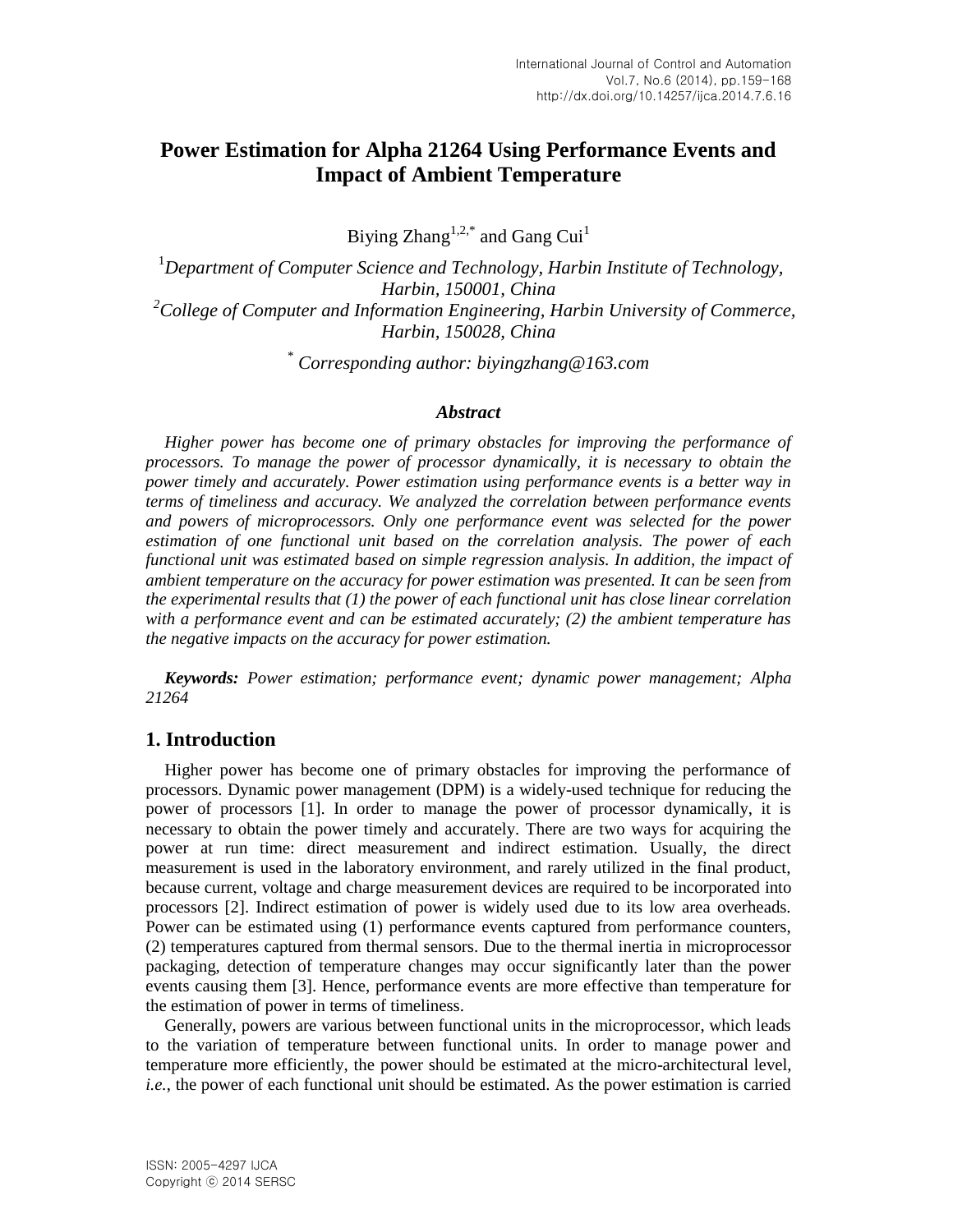# Power Estimation for Alpha 21264 Using Performance Events and Impact of Ambient Temperature

Biying Zhang[1,2,*] and Gang Cui[1]

[1]*Department of Computer Science and Technology, Harbin Institute of Technology, Harbin, 150001, China*
[2]*College of Computer and Information Engineering, Harbin University of Commerce, Harbin, 150028, China*

[*] *Corresponding author: biyingzhang@163.com*

### *Abstract*

*Higher power has become one of primary obstacles for improving the performance of processors. To manage the power of processor dynamically, it is necessary to obtain the power timely and accurately. Power estimation using performance events is a better way in terms of timeliness and accuracy. We analyzed the correlation between performance events and powers of microprocessors. Only one performance event was selected for the power estimation of one functional unit based on the correlation analysis. The power of each functional unit was estimated based on simple regression analysis. In addition, the impact of ambient temperature on the accuracy for power estimation was presented. It can be seen from the experimental results that (1) the power of each functional unit has close linear correlation with a performance event and can be estimated accurately; (2) the ambient temperature has the negative impacts on the accuracy for power estimation.*

***Keywords:*** *Power estimation; performance event; dynamic power management; Alpha 21264*

## 1. Introduction

Higher power has become one of primary obstacles for improving the performance of processors. Dynamic power management (DPM) is a widely-used technique for reducing the power of processors [1]. In order to manage the power of processor dynamically, it is necessary to obtain the power timely and accurately. There are two ways for acquiring the power at run time: direct measurement and indirect estimation. Usually, the direct measurement is used in the laboratory environment, and rarely utilized in the final product, because current, voltage and charge measurement devices are required to be incorporated into processors [2]. Indirect estimation of power is widely used due to its low area overheads. Power can be estimated using (1) performance events captured from performance counters, (2) temperatures captured from thermal sensors. Due to the thermal inertia in microprocessor packaging, detection of temperature changes may occur significantly later than the power events causing them [3]. Hence, performance events are more effective than temperature for the estimation of power in terms of timeliness.

Generally, powers are various between functional units in the microprocessor, which leads to the variation of temperature between functional units. In order to manage power and temperature more efficiently, the power should be estimated at the micro-architectural level, *i.e.*, the power of each functional unit should be estimated. As the power estimation is carried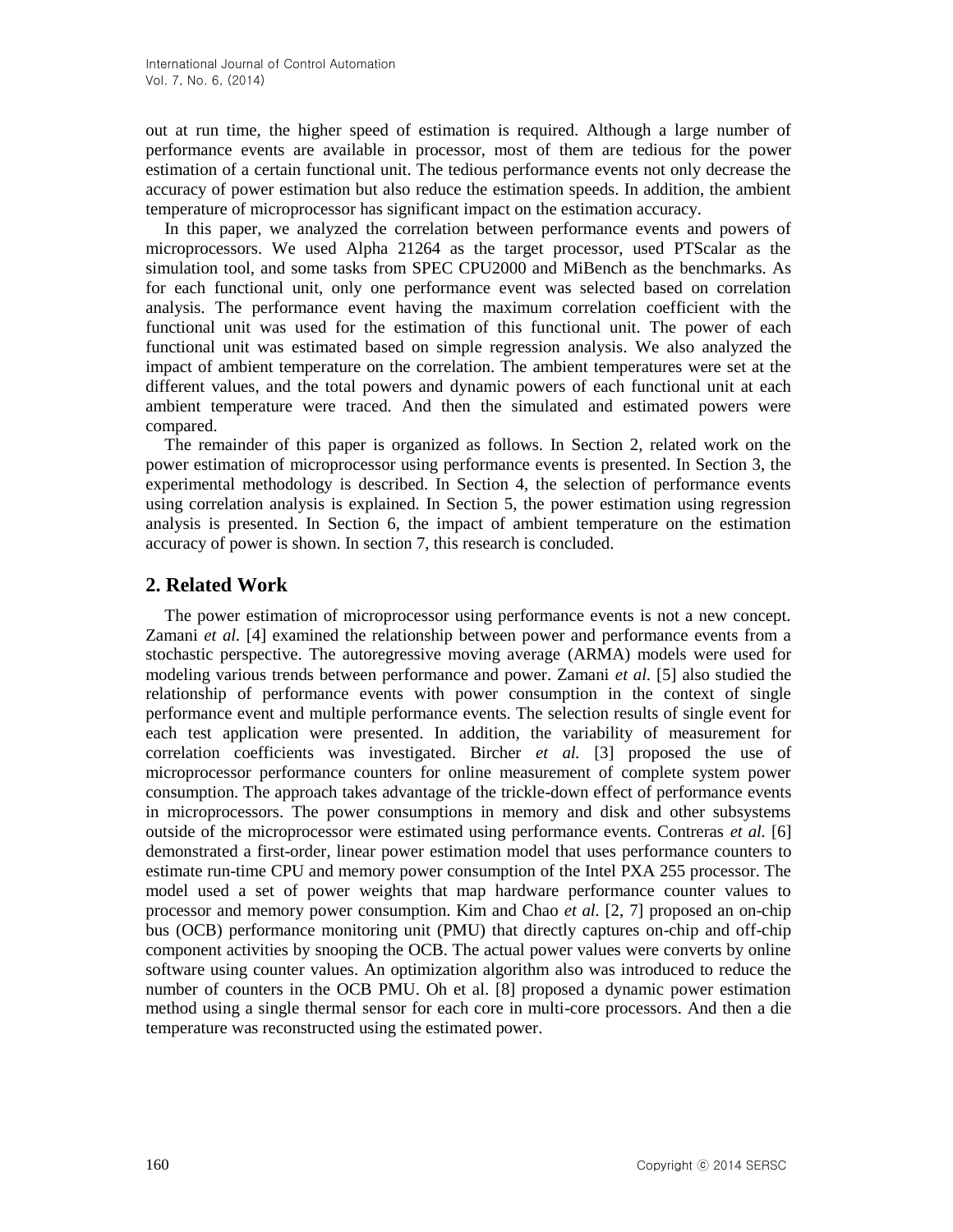out at run time, the higher speed of estimation is required. Although a large number of performance events are available in processor, most of them are tedious for the power estimation of a certain functional unit. The tedious performance events not only decrease the accuracy of power estimation but also reduce the estimation speeds. In addition, the ambient temperature of microprocessor has significant impact on the estimation accuracy.

In this paper, we analyzed the correlation between performance events and powers of microprocessors. We used Alpha 21264 as the target processor, used PTScalar as the simulation tool, and some tasks from SPEC CPU2000 and MiBench as the benchmarks. As for each functional unit, only one performance event was selected based on correlation analysis. The performance event having the maximum correlation coefficient with the functional unit was used for the estimation of this functional unit. The power of each functional unit was estimated based on simple regression analysis. We also analyzed the impact of ambient temperature on the correlation. The ambient temperatures were set at the different values, and the total powers and dynamic powers of each functional unit at each ambient temperature were traced. And then the simulated and estimated powers were compared.

The remainder of this paper is organized as follows. In Section 2, related work on the power estimation of microprocessor using performance events is presented. In Section 3, the experimental methodology is described. In Section 4, the selection of performance events using correlation analysis is explained. In Section 5, the power estimation using regression analysis is presented. In Section 6, the impact of ambient temperature on the estimation accuracy of power is shown. In section 7, this research is concluded.

## 2. Related Work

The power estimation of microprocessor using performance events is not a new concept. Zamani *et al.* [4] examined the relationship between power and performance events from a stochastic perspective. The autoregressive moving average (ARMA) models were used for modeling various trends between performance and power. Zamani *et al.* [5] also studied the relationship of performance events with power consumption in the context of single performance event and multiple performance events. The selection results of single event for each test application were presented. In addition, the variability of measurement for correlation coefficients was investigated. Bircher *et al.* [3] proposed the use of microprocessor performance counters for online measurement of complete system power consumption. The approach takes advantage of the trickle-down effect of performance events in microprocessors. The power consumptions in memory and disk and other subsystems outside of the microprocessor were estimated using performance events. Contreras *et al.* [6] demonstrated a first-order, linear power estimation model that uses performance counters to estimate run-time CPU and memory power consumption of the Intel PXA 255 processor. The model used a set of power weights that map hardware performance counter values to processor and memory power consumption. Kim and Chao *et al.* [2, 7] proposed an on-chip bus (OCB) performance monitoring unit (PMU) that directly captures on-chip and off-chip component activities by snooping the OCB. The actual power values were converts by online software using counter values. An optimization algorithm also was introduced to reduce the number of counters in the OCB PMU. Oh et al. [8] proposed a dynamic power estimation method using a single thermal sensor for each core in multi-core processors. And then a die temperature was reconstructed using the estimated power.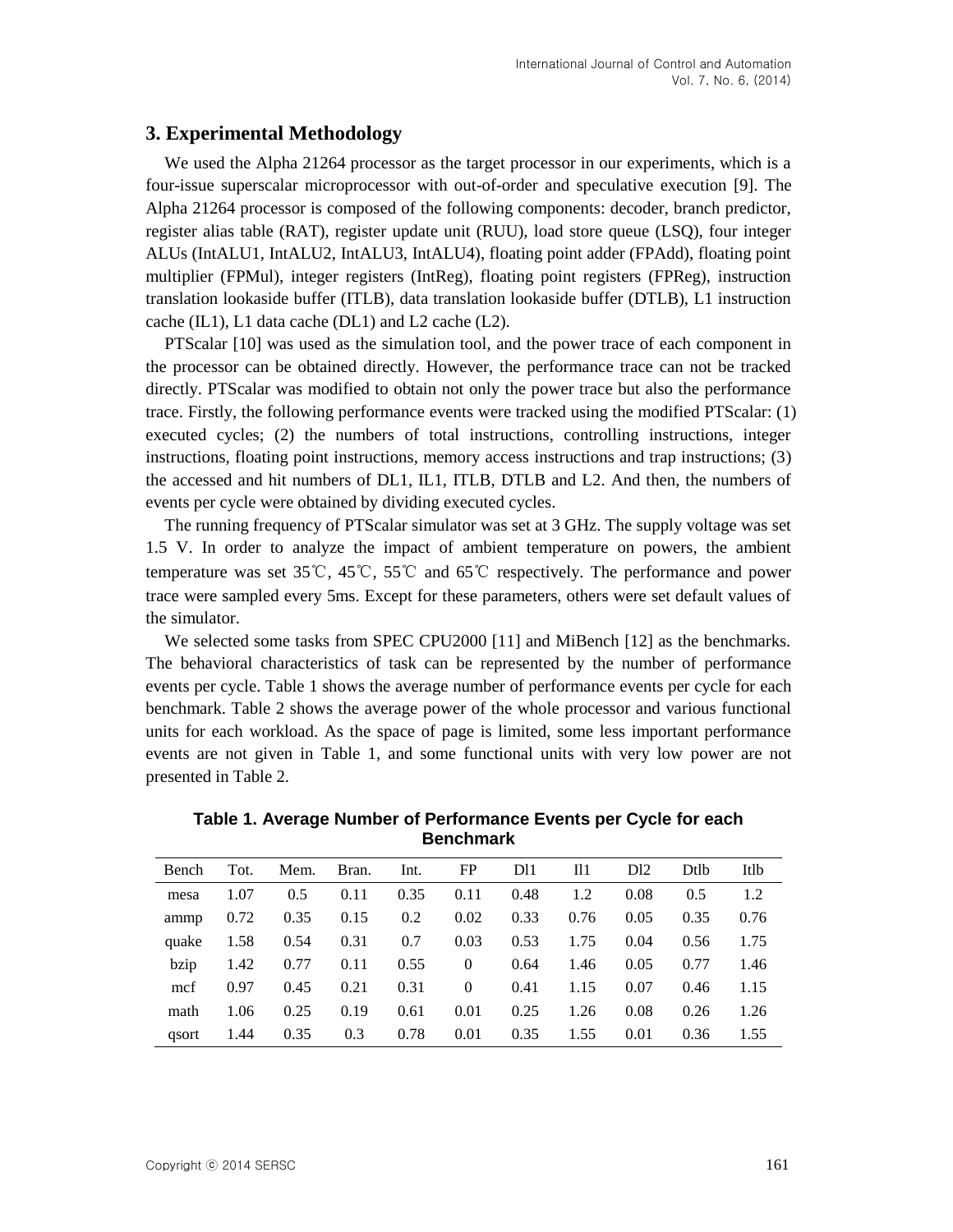## 3. Experimental Methodology

We used the Alpha 21264 processor as the target processor in our experiments, which is a four-issue superscalar microprocessor with out-of-order and speculative execution [9]. The Alpha 21264 processor is composed of the following components: decoder, branch predictor, register alias table (RAT), register update unit (RUU), load store queue (LSQ), four integer ALUs (IntALU1, IntALU2, IntALU3, IntALU4), floating point adder (FPAdd), floating point multiplier (FPMul), integer registers (IntReg), floating point registers (FPReg), instruction translation lookaside buffer (ITLB), data translation lookaside buffer (DTLB), L1 instruction cache (IL1), L1 data cache (DL1) and L2 cache (L2).

PTScalar [10] was used as the simulation tool, and the power trace of each component in the processor can be obtained directly. However, the performance trace can not be tracked directly. PTScalar was modified to obtain not only the power trace but also the performance trace. Firstly, the following performance events were tracked using the modified PTScalar: (1) executed cycles; (2) the numbers of total instructions, controlling instructions, integer instructions, floating point instructions, memory access instructions and trap instructions; (3) the accessed and hit numbers of DL1, IL1, ITLB, DTLB and L2. And then, the numbers of events per cycle were obtained by dividing executed cycles.

The running frequency of PTScalar simulator was set at 3 GHz. The supply voltage was set 1.5 V. In order to analyze the impact of ambient temperature on powers, the ambient temperature was set 35℃, 45℃, 55℃ and 65℃ respectively. The performance and power trace were sampled every 5ms. Except for these parameters, others were set default values of the simulator.

We selected some tasks from SPEC CPU2000 [11] and MiBench [12] as the benchmarks. The behavioral characteristics of task can be represented by the number of performance events per cycle. Table 1 shows the average number of performance events per cycle for each benchmark. Table 2 shows the average power of the whole processor and various functional units for each workload. As the space of page is limited, some less important performance events are not given in Table 1, and some functional units with very low power are not presented in Table 2.

**Table 1. Average Number of Performance Events per Cycle for each Benchmark**

| Bench | Tot. | Mem. | Bran. | Int. | FP | Dl1 | Il1 | Dl2 | Dtlb | Itlb |
|---|---|---|---|---|---|---|---|---|---|---|
| mesa | 1.07 | 0.5 | 0.11 | 0.35 | 0.11 | 0.48 | 1.2 | 0.08 | 0.5 | 1.2 |
| ammp | 0.72 | 0.35 | 0.15 | 0.2 | 0.02 | 0.33 | 0.76 | 0.05 | 0.35 | 0.76 |
| quake | 1.58 | 0.54 | 0.31 | 0.7 | 0.03 | 0.53 | 1.75 | 0.04 | 0.56 | 1.75 |
| bzip | 1.42 | 0.77 | 0.11 | 0.55 | 0 | 0.64 | 1.46 | 0.05 | 0.77 | 1.46 |
| mcf | 0.97 | 0.45 | 0.21 | 0.31 | 0 | 0.41 | 1.15 | 0.07 | 0.46 | 1.15 |
| math | 1.06 | 0.25 | 0.19 | 0.61 | 0.01 | 0.25 | 1.26 | 0.08 | 0.26 | 1.26 |
| qsort | 1.44 | 0.35 | 0.3 | 0.78 | 0.01 | 0.35 | 1.55 | 0.01 | 0.36 | 1.55 |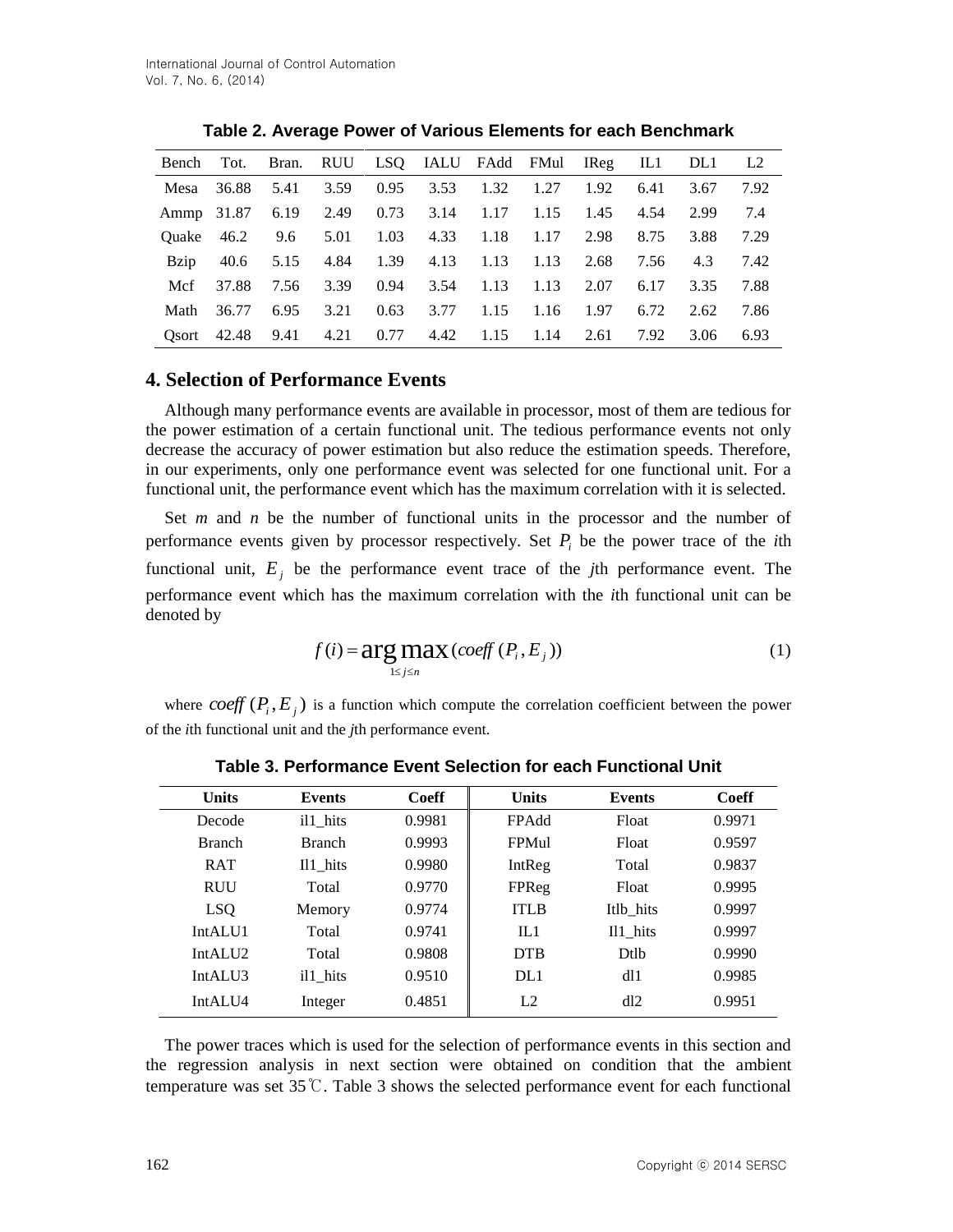**Table 2. Average Power of Various Elements for each Benchmark**

| Bench | Tot. | Bran. | RUU | LSQ | IALU | FAdd | FMul | IReg | IL1 | DL1 | L2 |
|---|---|---|---|---|---|---|---|---|---|---|---|
| Mesa | 36.88 | 5.41 | 3.59 | 0.95 | 3.53 | 1.32 | 1.27 | 1.92 | 6.41 | 3.67 | 7.92 |
| Ammp | 31.87 | 6.19 | 2.49 | 0.73 | 3.14 | 1.17 | 1.15 | 1.45 | 4.54 | 2.99 | 7.4 |
| Quake | 46.2 | 9.6 | 5.01 | 1.03 | 4.33 | 1.18 | 1.17 | 2.98 | 8.75 | 3.88 | 7.29 |
| Bzip | 40.6 | 5.15 | 4.84 | 1.39 | 4.13 | 1.13 | 1.13 | 2.68 | 7.56 | 4.3 | 7.42 |
| Mcf | 37.88 | 7.56 | 3.39 | 0.94 | 3.54 | 1.13 | 1.13 | 2.07 | 6.17 | 3.35 | 7.88 |
| Math | 36.77 | 6.95 | 3.21 | 0.63 | 3.77 | 1.15 | 1.16 | 1.97 | 6.72 | 2.62 | 7.86 |
| Qsort | 42.48 | 9.41 | 4.21 | 0.77 | 4.42 | 1.15 | 1.14 | 2.61 | 7.92 | 3.06 | 6.93 |

## 4. Selection of Performance Events

Although many performance events are available in processor, most of them are tedious for the power estimation of a certain functional unit. The tedious performance events not only decrease the accuracy of power estimation but also reduce the estimation speeds. Therefore, in our experiments, only one performance event was selected for one functional unit. For a functional unit, the performance event which has the maximum correlation with it is selected.

Set $m$ and $n$ be the number of functional units in the processor and the number of performance events given by processor respectively. Set $P_i$ be the power trace of the $i$th functional unit, $E_j$ be the performance event trace of the $j$th performance event. The performance event which has the maximum correlation with the $i$th functional unit can be denoted by

$$f(i) = \arg\max_{1 \le j \le n} (coeff\,(P_i, E_j)) \tag{1}$$

where $coeff\,(P_i, E_j)$ is a function which compute the correlation coefficient between the power of the $i$th functional unit and the $j$th performance event.

**Table 3. Performance Event Selection for each Functional Unit**

| Units | Events | Coeff | Units | Events | Coeff |
|---|---|---|---|---|---|
| Decode | il1_hits | 0.9981 | FPAdd | Float | 0.9971 |
| Branch | Branch | 0.9993 | FPMul | Float | 0.9597 |
| RAT | Il1_hits | 0.9980 | IntReg | Total | 0.9837 |
| RUU | Total | 0.9770 | FPReg | Float | 0.9995 |
| LSQ | Memory | 0.9774 | ITLB | Itlb_hits | 0.9997 |
| IntALU1 | Total | 0.9741 | IL1 | Il1_hits | 0.9997 |
| IntALU2 | Total | 0.9808 | DTB | Dtlb | 0.9990 |
| IntALU3 | il1_hits | 0.9510 | DL1 | dl1 | 0.9985 |
| IntALU4 | Integer | 0.4851 | L2 | dl2 | 0.9951 |

The power traces which is used for the selection of performance events in this section and the regression analysis in next section were obtained on condition that the ambient temperature was set 35℃. Table 3 shows the selected performance event for each functional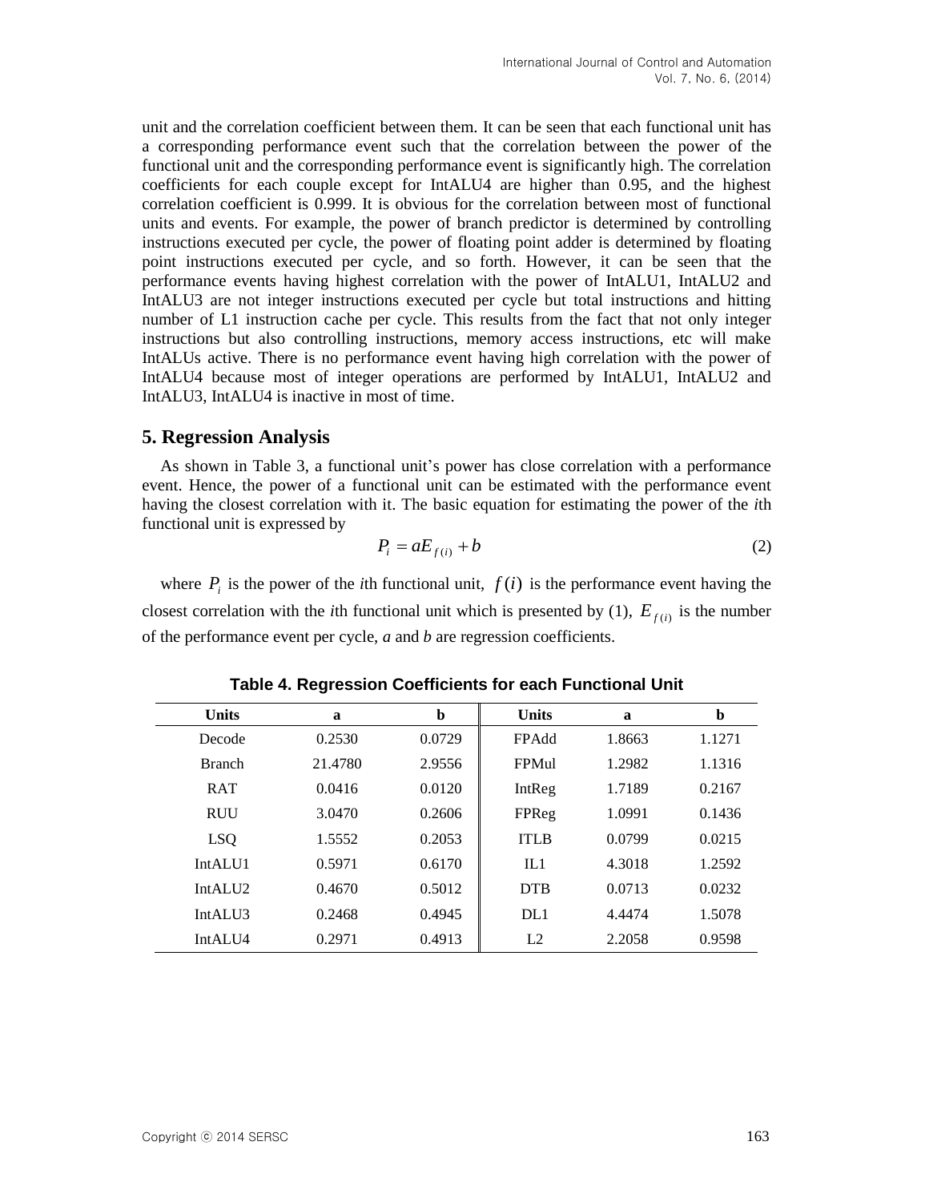unit and the correlation coefficient between them. It can be seen that each functional unit has a corresponding performance event such that the correlation between the power of the functional unit and the corresponding performance event is significantly high. The correlation coefficients for each couple except for IntALU4 are higher than 0.95, and the highest correlation coefficient is 0.999. It is obvious for the correlation between most of functional units and events. For example, the power of branch predictor is determined by controlling instructions executed per cycle, the power of floating point adder is determined by floating point instructions executed per cycle, and so forth. However, it can be seen that the performance events having highest correlation with the power of IntALU1, IntALU2 and IntALU3 are not integer instructions executed per cycle but total instructions and hitting number of L1 instruction cache per cycle. This results from the fact that not only integer instructions but also controlling instructions, memory access instructions, etc will make IntALUs active. There is no performance event having high correlation with the power of IntALU4 because most of integer operations are performed by IntALU1, IntALU2 and IntALU3, IntALU4 is inactive in most of time.

## 5. Regression Analysis

As shown in Table 3, a functional unit's power has close correlation with a performance event. Hence, the power of a functional unit can be estimated with the performance event having the closest correlation with it. The basic equation for estimating the power of the *i*th functional unit is expressed by

$$P_i = aE_{f(i)} + b \tag{2}$$

where $P_i$ is the power of the *i*th functional unit, $f(i)$ is the performance event having the closest correlation with the *i*th functional unit which is presented by (1), $E_{f(i)}$ is the number of the performance event per cycle, *a* and *b* are regression coefficients.

**Table 4. Regression Coefficients for each Functional Unit**

| Units | a | b | Units | a | b |
|---|---|---|---|---|---|
| Decode | 0.2530 | 0.0729 | FPAdd | 1.8663 | 1.1271 |
| Branch | 21.4780 | 2.9556 | FPMul | 1.2982 | 1.1316 |
| RAT | 0.0416 | 0.0120 | IntReg | 1.7189 | 0.2167 |
| RUU | 3.0470 | 0.2606 | FPReg | 1.0991 | 0.1436 |
| LSQ | 1.5552 | 0.2053 | ITLB | 0.0799 | 0.0215 |
| IntALU1 | 0.5971 | 0.6170 | IL1 | 4.3018 | 1.2592 |
| IntALU2 | 0.4670 | 0.5012 | DTB | 0.0713 | 0.0232 |
| IntALU3 | 0.2468 | 0.4945 | DL1 | 4.4474 | 1.5078 |
| IntALU4 | 0.2971 | 0.4913 | L2 | 2.2058 | 0.9598 |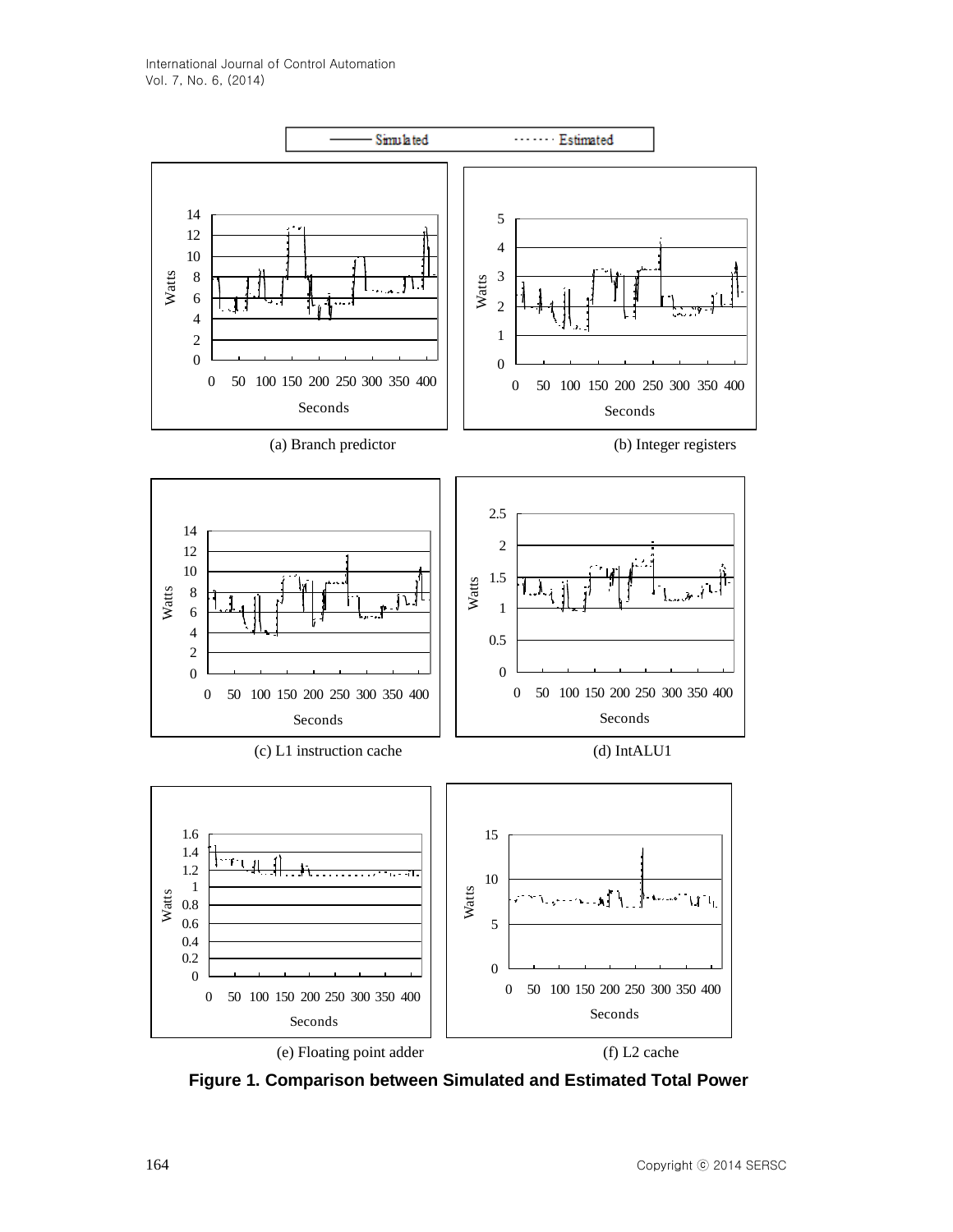Simulated ------- Estimated

(a) Branch predictor

(b) Integer registers

(c) L1 instruction cache

(d) IntALU1

(e) Floating point adder

(f) L2 cache

**Figure 1. Comparison between Simulated and Estimated Total Power**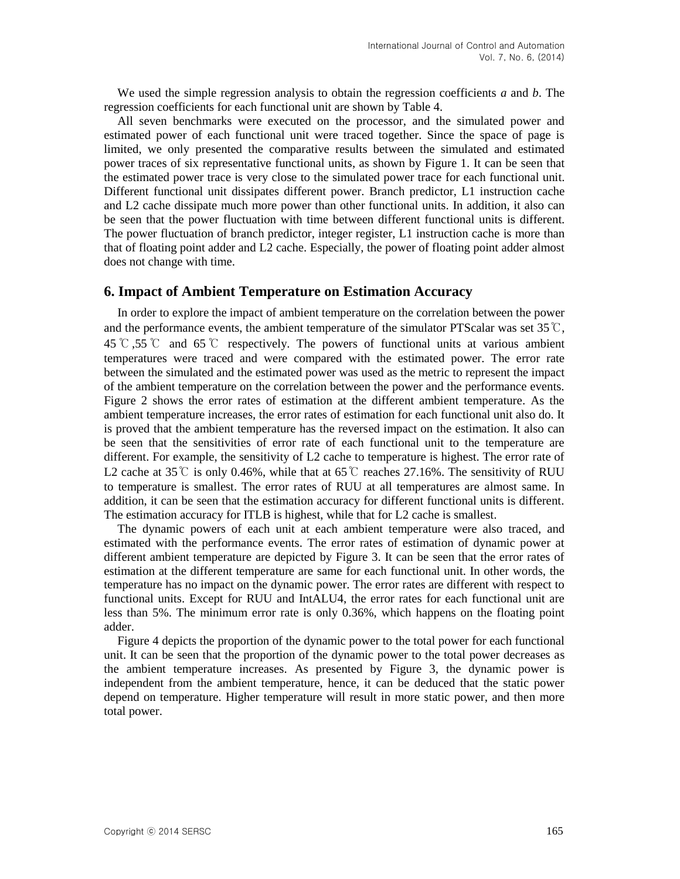We used the simple regression analysis to obtain the regression coefficients *a* and *b*. The regression coefficients for each functional unit are shown by Table 4.

All seven benchmarks were executed on the processor, and the simulated power and estimated power of each functional unit were traced together. Since the space of page is limited, we only presented the comparative results between the simulated and estimated power traces of six representative functional units, as shown by Figure 1. It can be seen that the estimated power trace is very close to the simulated power trace for each functional unit. Different functional unit dissipates different power. Branch predictor, L1 instruction cache and L2 cache dissipate much more power than other functional units. In addition, it also can be seen that the power fluctuation with time between different functional units is different. The power fluctuation of branch predictor, integer register, L1 instruction cache is more than that of floating point adder and L2 cache. Especially, the power of floating point adder almost does not change with time.

## 6. Impact of Ambient Temperature on Estimation Accuracy

In order to explore the impact of ambient temperature on the correlation between the power and the performance events, the ambient temperature of the simulator PTScalar was set 35℃, 45℃,55℃ and 65℃ respectively. The powers of functional units at various ambient temperatures were traced and were compared with the estimated power. The error rate between the simulated and the estimated power was used as the metric to represent the impact of the ambient temperature on the correlation between the power and the performance events. Figure 2 shows the error rates of estimation at the different ambient temperature. As the ambient temperature increases, the error rates of estimation for each functional unit also do. It is proved that the ambient temperature has the reversed impact on the estimation. It also can be seen that the sensitivities of error rate of each functional unit to the temperature are different. For example, the sensitivity of L2 cache to temperature is highest. The error rate of L2 cache at 35℃ is only 0.46%, while that at 65℃ reaches 27.16%. The sensitivity of RUU to temperature is smallest. The error rates of RUU at all temperatures are almost same. In addition, it can be seen that the estimation accuracy for different functional units is different. The estimation accuracy for ITLB is highest, while that for L2 cache is smallest.

The dynamic powers of each unit at each ambient temperature were also traced, and estimated with the performance events. The error rates of estimation of dynamic power at different ambient temperature are depicted by Figure 3. It can be seen that the error rates of estimation at the different temperature are same for each functional unit. In other words, the temperature has no impact on the dynamic power. The error rates are different with respect to functional units. Except for RUU and IntALU4, the error rates for each functional unit are less than 5%. The minimum error rate is only 0.36%, which happens on the floating point adder.

Figure 4 depicts the proportion of the dynamic power to the total power for each functional unit. It can be seen that the proportion of the dynamic power to the total power decreases as the ambient temperature increases. As presented by Figure 3, the dynamic power is independent from the ambient temperature, hence, it can be deduced that the static power depend on temperature. Higher temperature will result in more static power, and then more total power.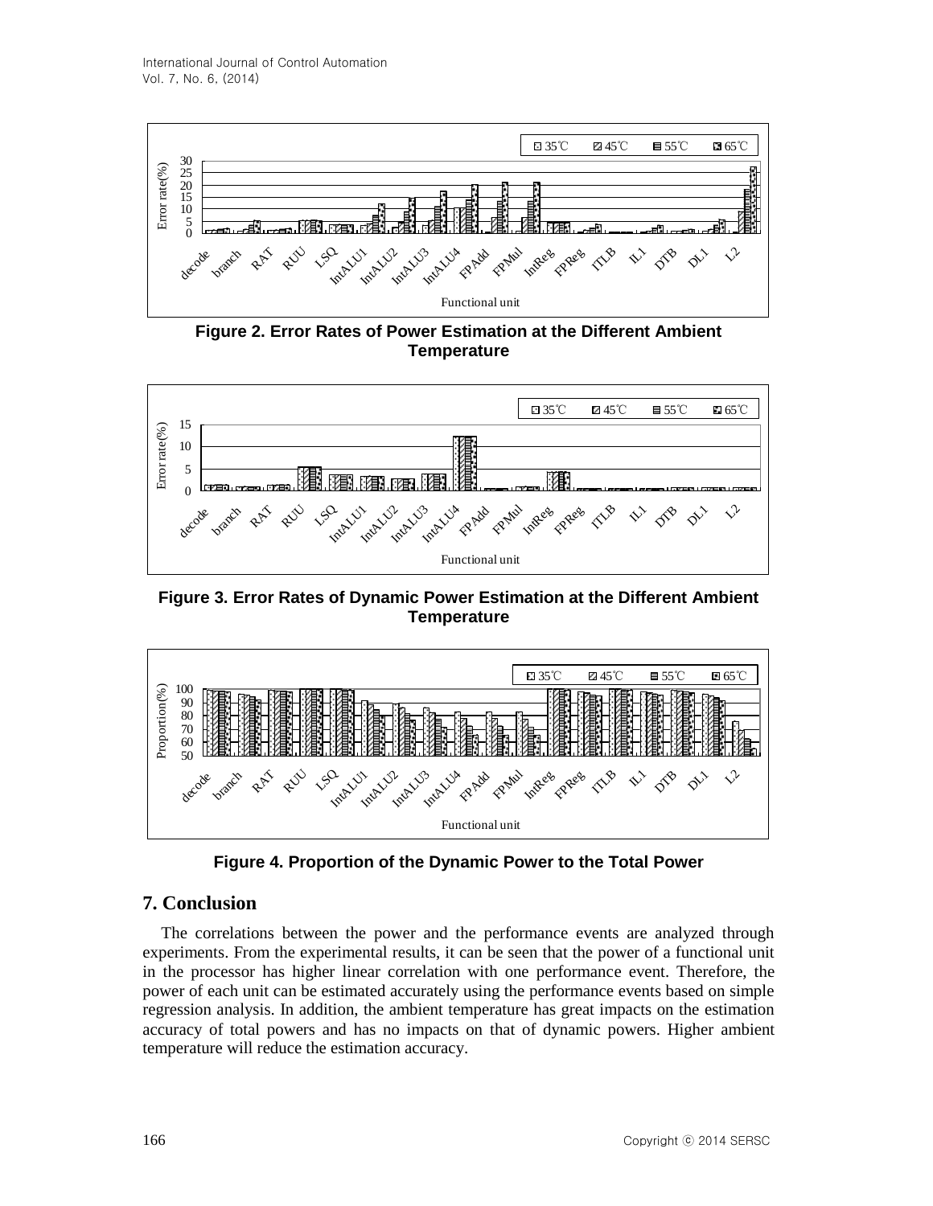Figure 2. Error Rates of Power Estimation at the Different Ambient Temperature

Figure 3. Error Rates of Dynamic Power Estimation at the Different Ambient Temperature

Figure 4. Proportion of the Dynamic Power to the Total Power

## 7. Conclusion

The correlations between the power and the performance events are analyzed through experiments. From the experimental results, it can be seen that the power of a functional unit in the processor has higher linear correlation with one performance event. Therefore, the power of each unit can be estimated accurately using the performance events based on simple regression analysis. In addition, the ambient temperature has great impacts on the estimation accuracy of total powers and has no impacts on that of dynamic powers. Higher ambient temperature will reduce the estimation accuracy.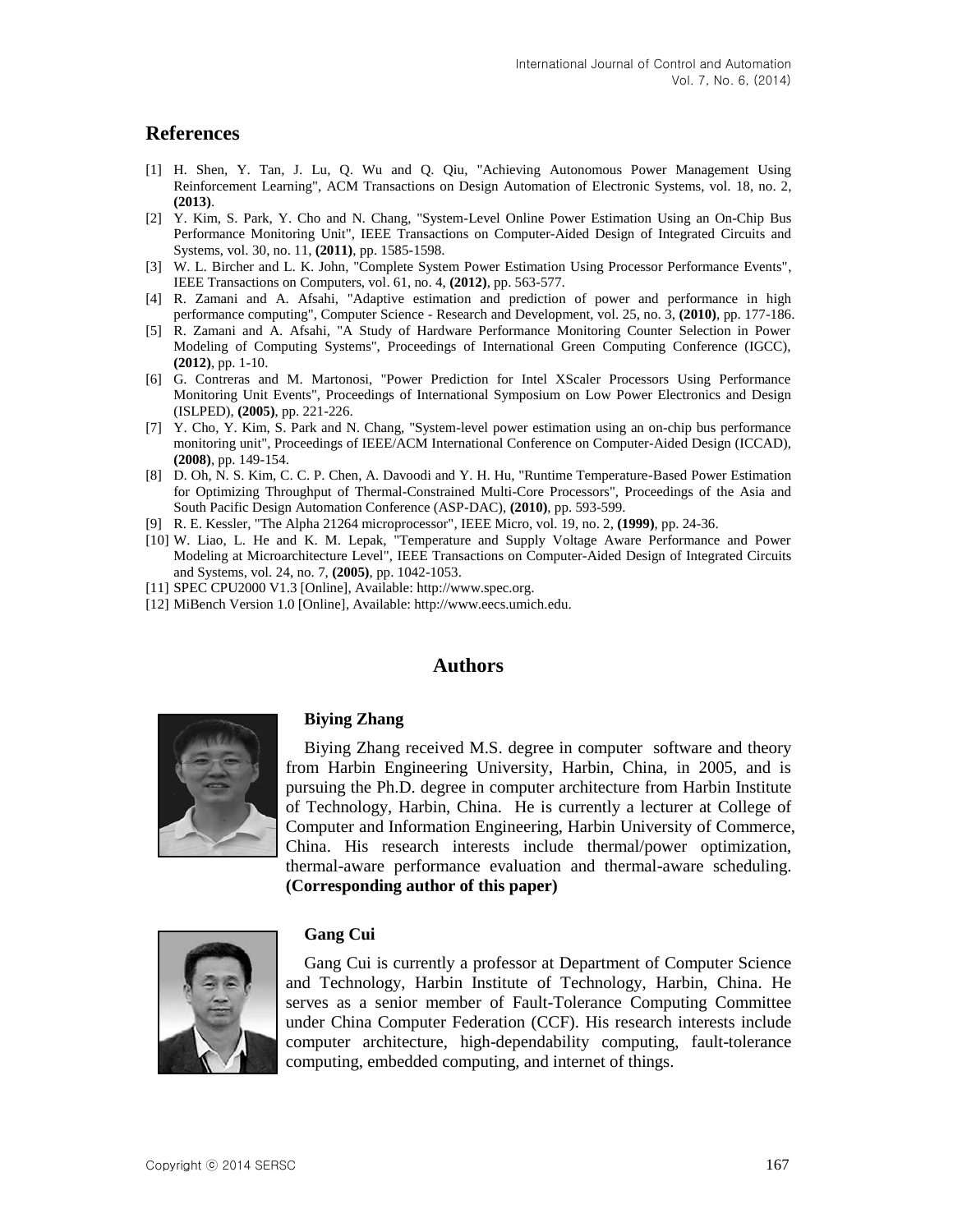## References

[1] H. Shen, Y. Tan, J. Lu, Q. Wu and Q. Qiu, "Achieving Autonomous Power Management Using Reinforcement Learning", ACM Transactions on Design Automation of Electronic Systems, vol. 18, no. 2, **(2013)**.

[2] Y. Kim, S. Park, Y. Cho and N. Chang, "System-Level Online Power Estimation Using an On-Chip Bus Performance Monitoring Unit", IEEE Transactions on Computer-Aided Design of Integrated Circuits and Systems, vol. 30, no. 11, **(2011)**, pp. 1585-1598.

[3] W. L. Bircher and L. K. John, "Complete System Power Estimation Using Processor Performance Events", IEEE Transactions on Computers, vol. 61, no. 4, **(2012)**, pp. 563-577.

[4] R. Zamani and A. Afsahi, "Adaptive estimation and prediction of power and performance in high performance computing", Computer Science - Research and Development, vol. 25, no. 3, **(2010)**, pp. 177-186.

[5] R. Zamani and A. Afsahi, "A Study of Hardware Performance Monitoring Counter Selection in Power Modeling of Computing Systems", Proceedings of International Green Computing Conference (IGCC), **(2012)**, pp. 1-10.

[6] G. Contreras and M. Martonosi, "Power Prediction for Intel XScaler Processors Using Performance Monitoring Unit Events", Proceedings of International Symposium on Low Power Electronics and Design (ISLPED), **(2005)**, pp. 221-226.

[7] Y. Cho, Y. Kim, S. Park and N. Chang, "System-level power estimation using an on-chip bus performance monitoring unit", Proceedings of IEEE/ACM International Conference on Computer-Aided Design (ICCAD), **(2008)**, pp. 149-154.

[8] D. Oh, N. S. Kim, C. C. P. Chen, A. Davoodi and Y. H. Hu, "Runtime Temperature-Based Power Estimation for Optimizing Throughput of Thermal-Constrained Multi-Core Processors", Proceedings of the Asia and South Pacific Design Automation Conference (ASP-DAC), **(2010)**, pp. 593-599.

[9] R. E. Kessler, "The Alpha 21264 microprocessor", IEEE Micro, vol. 19, no. 2, **(1999)**, pp. 24-36.

[10] W. Liao, L. He and K. M. Lepak, "Temperature and Supply Voltage Aware Performance and Power Modeling at Microarchitecture Level", IEEE Transactions on Computer-Aided Design of Integrated Circuits and Systems, vol. 24, no. 7, **(2005)**, pp. 1042-1053.

[11] SPEC CPU2000 V1.3 [Online], Available: http://www.spec.org.

[12] MiBench Version 1.0 [Online], Available: http://www.eecs.umich.edu.

## Authors

**Biying Zhang**

Biying Zhang received M.S. degree in computer software and theory from Harbin Engineering University, Harbin, China, in 2005, and is pursuing the Ph.D. degree in computer architecture from Harbin Institute of Technology, Harbin, China. He is currently a lecturer at College of Computer and Information Engineering, Harbin University of Commerce, China. His research interests include thermal/power optimization, thermal-aware performance evaluation and thermal-aware scheduling. **(Corresponding author of this paper)**

**Gang Cui**

Gang Cui is currently a professor at Department of Computer Science and Technology, Harbin Institute of Technology, Harbin, China. He serves as a senior member of Fault-Tolerance Computing Committee under China Computer Federation (CCF). His research interests include computer architecture, high-dependability computing, fault-tolerance computing, embedded computing, and internet of things.